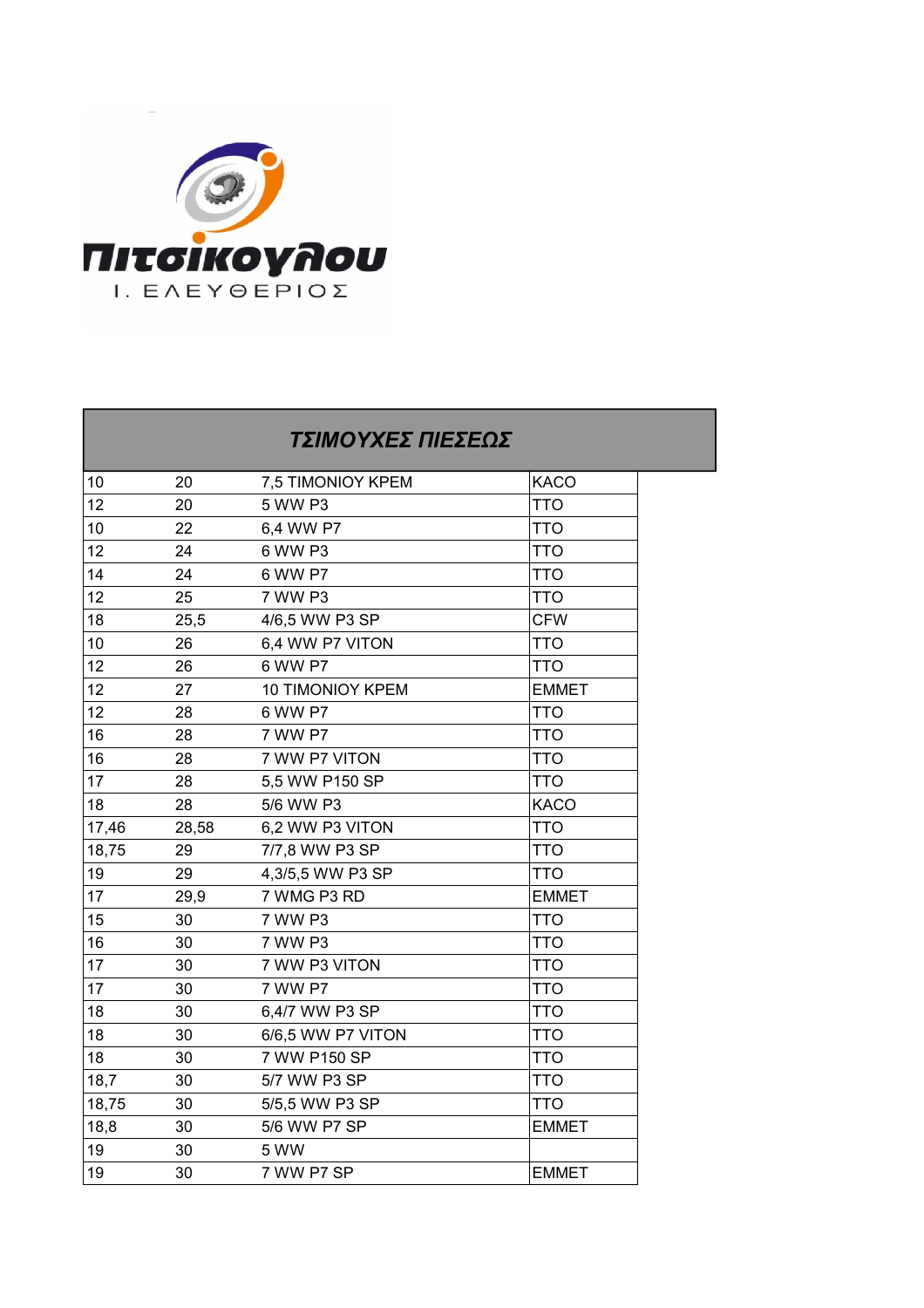Πιτσικογλου

Ι. ΕΛΕΥΘΕΡΙΟΣ

| ΤΣΙΜΟΥΧΕΣ ΠΙΕΣΕΩΣ | | | |
|---|---|---|---|
| 10 | 20 | 7,5 ΤΙΜΟΝΙΟΥ ΚΡΕΜ | KACO |
| 12 | 20 | 5 WW P3 | TTO |
| 10 | 22 | 6,4 WW P7 | TTO |
| 12 | 24 | 6 WW P3 | TTO |
| 14 | 24 | 6 WW P7 | TTO |
| 12 | 25 | 7 WW P3 | TTO |
| 18 | 25,5 | 4/6,5 WW P3 SP | CFW |
| 10 | 26 | 6,4 WW P7 VITON | TTO |
| 12 | 26 | 6 WW P7 | TTO |
| 12 | 27 | 10 ΤΙΜΟΝΙΟΥ ΚΡΕΜ | EMMET |
| 12 | 28 | 6 WW P7 | TTO |
| 16 | 28 | 7 WW P7 | TTO |
| 16 | 28 | 7 WW P7 VITON | TTO |
| 17 | 28 | 5,5 WW P150 SP | TTO |
| 18 | 28 | 5/6 WW P3 | KACO |
| 17,46 | 28,58 | 6,2 WW P3 VITON | TTO |
| 18,75 | 29 | 7/7,8 WW P3 SP | TTO |
| 19 | 29 | 4,3/5,5 WW P3 SP | TTO |
| 17 | 29,9 | 7 WMG P3 RD | EMMET |
| 15 | 30 | 7 WW P3 | TTO |
| 16 | 30 | 7 WW P3 | TTO |
| 17 | 30 | 7 WW P3 VITON | TTO |
| 17 | 30 | 7 WW P7 | TTO |
| 18 | 30 | 6,4/7 WW P3 SP | TTO |
| 18 | 30 | 6/6,5 WW P7 VITON | TTO |
| 18 | 30 | 7 WW P150 SP | TTO |
| 18,7 | 30 | 5/7 WW P3 SP | TTO |
| 18,75 | 30 | 5/5,5 WW P3 SP | TTO |
| 18,8 | 30 | 5/6 WW P7 SP | EMMET |
| 19 | 30 | 5 WW | |
| 19 | 30 | 7 WW P7 SP | EMMET |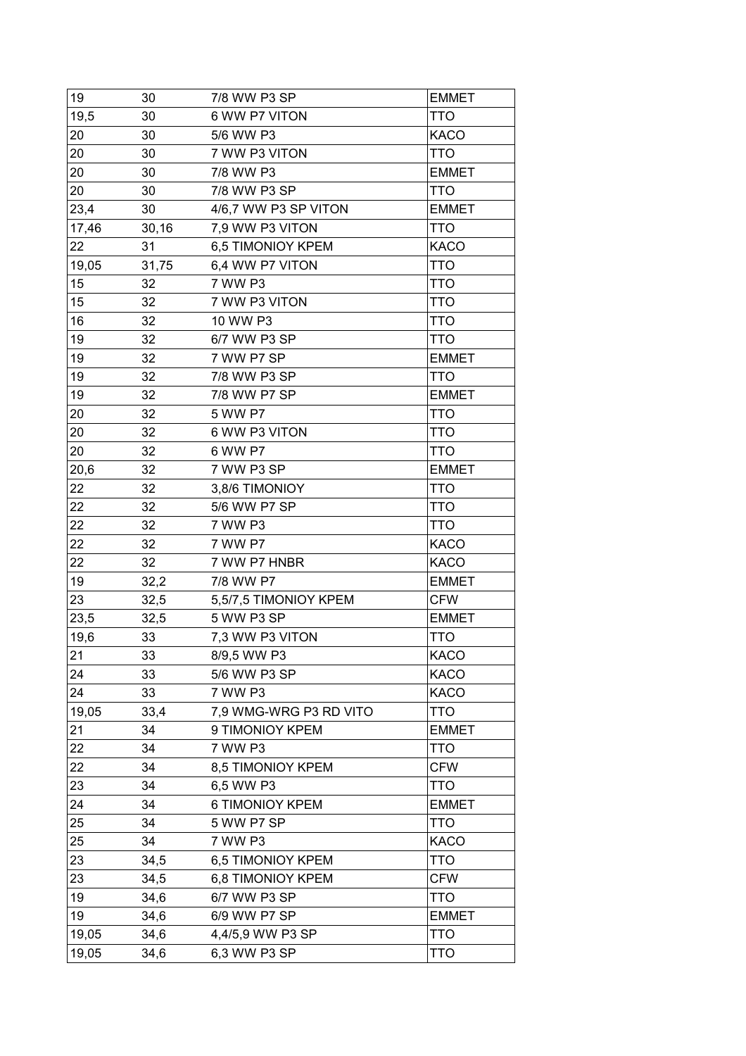| | | | |
|---|---|---|---|
| 19 | 30 | 7/8 WW P3 SP | EMMET |
| 19,5 | 30 | 6 WW P7 VITON | TTO |
| 20 | 30 | 5/6 WW P3 | KACO |
| 20 | 30 | 7 WW P3 VITON | TTO |
| 20 | 30 | 7/8 WW P3 | EMMET |
| 20 | 30 | 7/8 WW P3 SP | TTO |
| 23,4 | 30 | 4/6,7 WW P3 SP VITON | EMMET |
| 17,46 | 30,16 | 7,9 WW P3 VITON | TTO |
| 22 | 31 | 6,5 TIMONIOY KPEM | KACO |
| 19,05 | 31,75 | 6,4 WW P7 VITON | TTO |
| 15 | 32 | 7 WW P3 | TTO |
| 15 | 32 | 7 WW P3 VITON | TTO |
| 16 | 32 | 10 WW P3 | TTO |
| 19 | 32 | 6/7 WW P3 SP | TTO |
| 19 | 32 | 7 WW P7 SP | EMMET |
| 19 | 32 | 7/8 WW P3 SP | TTO |
| 19 | 32 | 7/8 WW P7 SP | EMMET |
| 20 | 32 | 5 WW P7 | TTO |
| 20 | 32 | 6 WW P3 VITON | TTO |
| 20 | 32 | 6 WW P7 | TTO |
| 20,6 | 32 | 7 WW P3 SP | EMMET |
| 22 | 32 | 3,8/6 TIMONIOY | TTO |
| 22 | 32 | 5/6 WW P7 SP | TTO |
| 22 | 32 | 7 WW P3 | TTO |
| 22 | 32 | 7 WW P7 | KACO |
| 22 | 32 | 7 WW P7 HNBR | KACO |
| 19 | 32,2 | 7/8 WW P7 | EMMET |
| 23 | 32,5 | 5,5/7,5 TIMONIOY KPEM | CFW |
| 23,5 | 32,5 | 5 WW P3 SP | EMMET |
| 19,6 | 33 | 7,3 WW P3 VITON | TTO |
| 21 | 33 | 8/9,5 WW P3 | KACO |
| 24 | 33 | 5/6 WW P3 SP | KACO |
| 24 | 33 | 7 WW P3 | KACO |
| 19,05 | 33,4 | 7,9 WMG-WRG P3 RD VITO | TTO |
| 21 | 34 | 9 TIMONIOY KPEM | EMMET |
| 22 | 34 | 7 WW P3 | TTO |
| 22 | 34 | 8,5 TIMONIOY KPEM | CFW |
| 23 | 34 | 6,5 WW P3 | TTO |
| 24 | 34 | 6 TIMONIOY KPEM | EMMET |
| 25 | 34 | 5 WW P7 SP | TTO |
| 25 | 34 | 7 WW P3 | KACO |
| 23 | 34,5 | 6,5 TIMONIOY KPEM | TTO |
| 23 | 34,5 | 6,8 TIMONIOY KPEM | CFW |
| 19 | 34,6 | 6/7 WW P3 SP | TTO |
| 19 | 34,6 | 6/9 WW P7 SP | EMMET |
| 19,05 | 34,6 | 4,4/5,9 WW P3 SP | TTO |
| 19,05 | 34,6 | 6,3 WW P3 SP | TTO |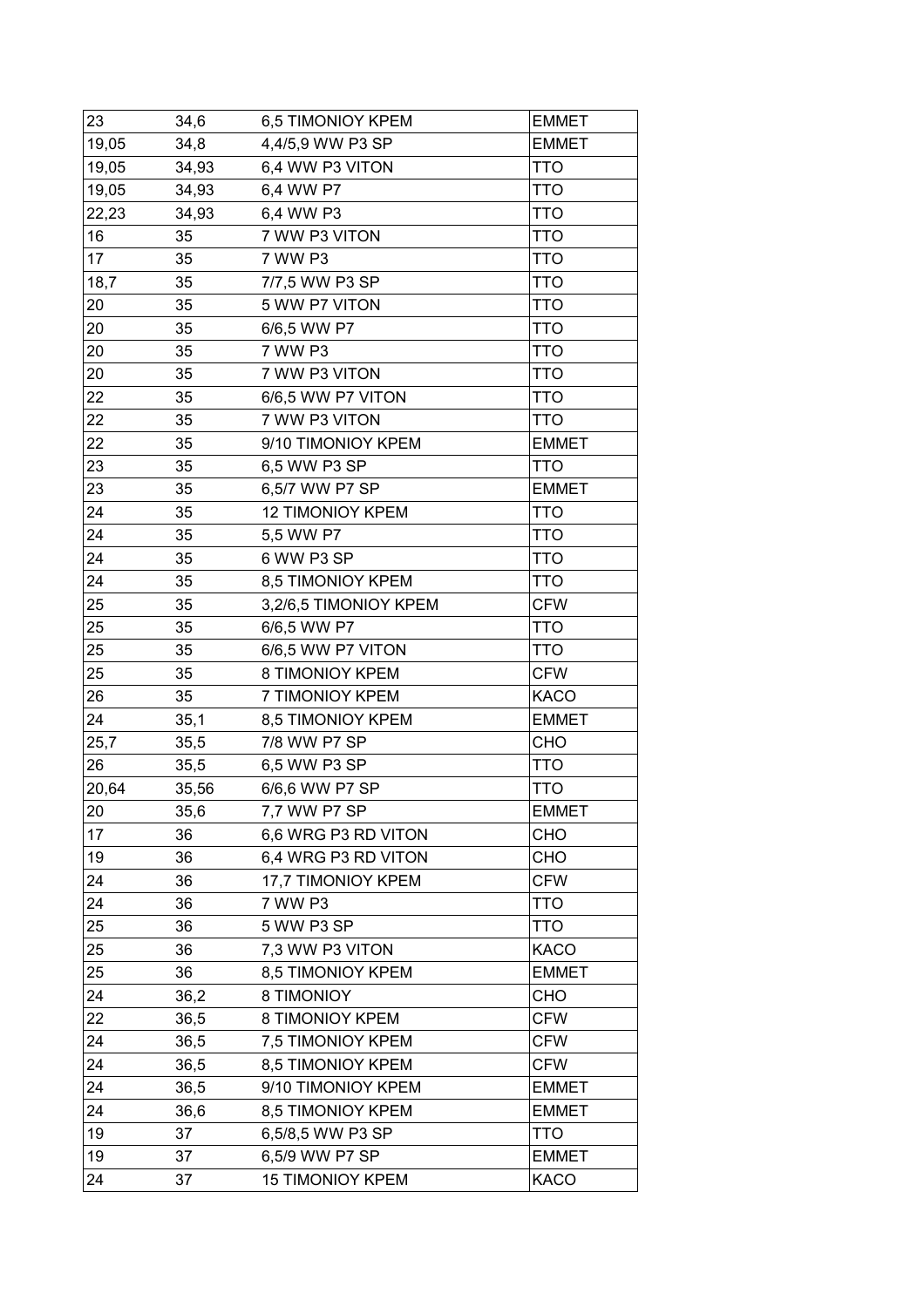| | | | |
|---|---|---|---|
| 23 | 34,6 | 6,5 TIMONIOY KPEM | EMMET |
| 19,05 | 34,8 | 4,4/5,9 WW P3 SP | EMMET |
| 19,05 | 34,93 | 6,4 WW P3 VITON | TTO |
| 19,05 | 34,93 | 6,4 WW P7 | TTO |
| 22,23 | 34,93 | 6,4 WW P3 | TTO |
| 16 | 35 | 7 WW P3 VITON | TTO |
| 17 | 35 | 7 WW P3 | TTO |
| 18,7 | 35 | 7/7,5 WW P3 SP | TTO |
| 20 | 35 | 5 WW P7 VITON | TTO |
| 20 | 35 | 6/6,5 WW P7 | TTO |
| 20 | 35 | 7 WW P3 | TTO |
| 20 | 35 | 7 WW P3 VITON | TTO |
| 22 | 35 | 6/6,5 WW P7 VITON | TTO |
| 22 | 35 | 7 WW P3 VITON | TTO |
| 22 | 35 | 9/10 TIMONIOY KPEM | EMMET |
| 23 | 35 | 6,5 WW P3 SP | TTO |
| 23 | 35 | 6,5/7 WW P7 SP | EMMET |
| 24 | 35 | 12 TIMONIOY KPEM | TTO |
| 24 | 35 | 5,5 WW P7 | TTO |
| 24 | 35 | 6 WW P3 SP | TTO |
| 24 | 35 | 8,5 TIMONIOY KPEM | TTO |
| 25 | 35 | 3,2/6,5 TIMONIOY KPEM | CFW |
| 25 | 35 | 6/6,5 WW P7 | TTO |
| 25 | 35 | 6/6,5 WW P7 VITON | TTO |
| 25 | 35 | 8 TIMONIOY KPEM | CFW |
| 26 | 35 | 7 TIMONIOY KPEM | KACO |
| 24 | 35,1 | 8,5 TIMONIOY KPEM | EMMET |
| 25,7 | 35,5 | 7/8 WW P7 SP | CHO |
| 26 | 35,5 | 6,5 WW P3 SP | TTO |
| 20,64 | 35,56 | 6/6,6 WW P7 SP | TTO |
| 20 | 35,6 | 7,7 WW P7 SP | EMMET |
| 17 | 36 | 6,6 WRG P3 RD VITON | CHO |
| 19 | 36 | 6,4 WRG P3 RD VITON | CHO |
| 24 | 36 | 17,7 TIMONIOY KPEM | CFW |
| 24 | 36 | 7 WW P3 | TTO |
| 25 | 36 | 5 WW P3 SP | TTO |
| 25 | 36 | 7,3 WW P3 VITON | KACO |
| 25 | 36 | 8,5 TIMONIOY KPEM | EMMET |
| 24 | 36,2 | 8 TIMONIOY | CHO |
| 22 | 36,5 | 8 TIMONIOY KPEM | CFW |
| 24 | 36,5 | 7,5 TIMONIOY KPEM | CFW |
| 24 | 36,5 | 8,5 TIMONIOY KPEM | CFW |
| 24 | 36,5 | 9/10 TIMONIOY KPEM | EMMET |
| 24 | 36,6 | 8,5 TIMONIOY KPEM | EMMET |
| 19 | 37 | 6,5/8,5 WW P3 SP | TTO |
| 19 | 37 | 6,5/9 WW P7 SP | EMMET |
| 24 | 37 | 15 TIMONIOY KPEM | KACO |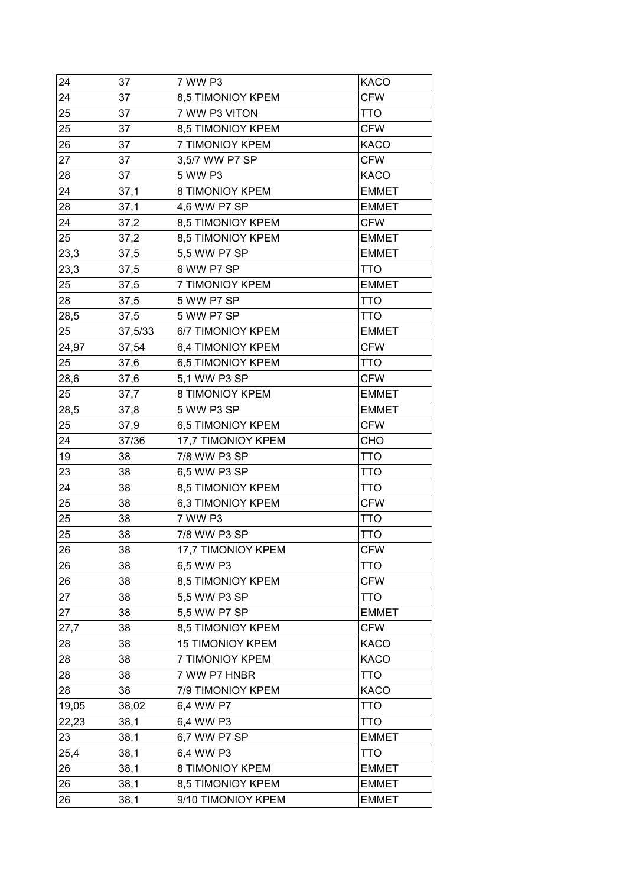| | | | |
|---|---|---|---|
| 24 | 37 | 7 WW P3 | KACO |
| 24 | 37 | 8,5 TIMONIOY KPEM | CFW |
| 25 | 37 | 7 WW P3 VITON | TTO |
| 25 | 37 | 8,5 TIMONIOY KPEM | CFW |
| 26 | 37 | 7 TIMONIOY KPEM | KACO |
| 27 | 37 | 3,5/7 WW P7 SP | CFW |
| 28 | 37 | 5 WW P3 | KACO |
| 24 | 37,1 | 8 TIMONIOY KPEM | EMMET |
| 28 | 37,1 | 4,6 WW P7 SP | EMMET |
| 24 | 37,2 | 8,5 TIMONIOY KPEM | CFW |
| 25 | 37,2 | 8,5 TIMONIOY KPEM | EMMET |
| 23,3 | 37,5 | 5,5 WW P7 SP | EMMET |
| 23,3 | 37,5 | 6 WW P7 SP | TTO |
| 25 | 37,5 | 7 TIMONIOY KPEM | EMMET |
| 28 | 37,5 | 5 WW P7 SP | TTO |
| 28,5 | 37,5 | 5 WW P7 SP | TTO |
| 25 | 37,5/33 | 6/7 TIMONIOY KPEM | EMMET |
| 24,97 | 37,54 | 6,4 TIMONIOY KPEM | CFW |
| 25 | 37,6 | 6,5 TIMONIOY KPEM | TTO |
| 28,6 | 37,6 | 5,1 WW P3 SP | CFW |
| 25 | 37,7 | 8 TIMONIOY KPEM | EMMET |
| 28,5 | 37,8 | 5 WW P3 SP | EMMET |
| 25 | 37,9 | 6,5 TIMONIOY KPEM | CFW |
| 24 | 37/36 | 17,7 TIMONIOY KPEM | CHO |
| 19 | 38 | 7/8 WW P3 SP | TTO |
| 23 | 38 | 6,5 WW P3 SP | TTO |
| 24 | 38 | 8,5 TIMONIOY KPEM | TTO |
| 25 | 38 | 6,3 TIMONIOY KPEM | CFW |
| 25 | 38 | 7 WW P3 | TTO |
| 25 | 38 | 7/8 WW P3 SP | TTO |
| 26 | 38 | 17,7 TIMONIOY KPEM | CFW |
| 26 | 38 | 6,5 WW P3 | TTO |
| 26 | 38 | 8,5 TIMONIOY KPEM | CFW |
| 27 | 38 | 5,5 WW P3 SP | TTO |
| 27 | 38 | 5,5 WW P7 SP | EMMET |
| 27,7 | 38 | 8,5 TIMONIOY KPEM | CFW |
| 28 | 38 | 15 TIMONIOY KPEM | KACO |
| 28 | 38 | 7 TIMONIOY KPEM | KACO |
| 28 | 38 | 7 WW P7 HNBR | TTO |
| 28 | 38 | 7/9 TIMONIOY KPEM | KACO |
| 19,05 | 38,02 | 6,4 WW P7 | TTO |
| 22,23 | 38,1 | 6,4 WW P3 | TTO |
| 23 | 38,1 | 6,7 WW P7 SP | EMMET |
| 25,4 | 38,1 | 6,4 WW P3 | TTO |
| 26 | 38,1 | 8 TIMONIOY KPEM | EMMET |
| 26 | 38,1 | 8,5 TIMONIOY KPEM | EMMET |
| 26 | 38,1 | 9/10 TIMONIOY KPEM | EMMET |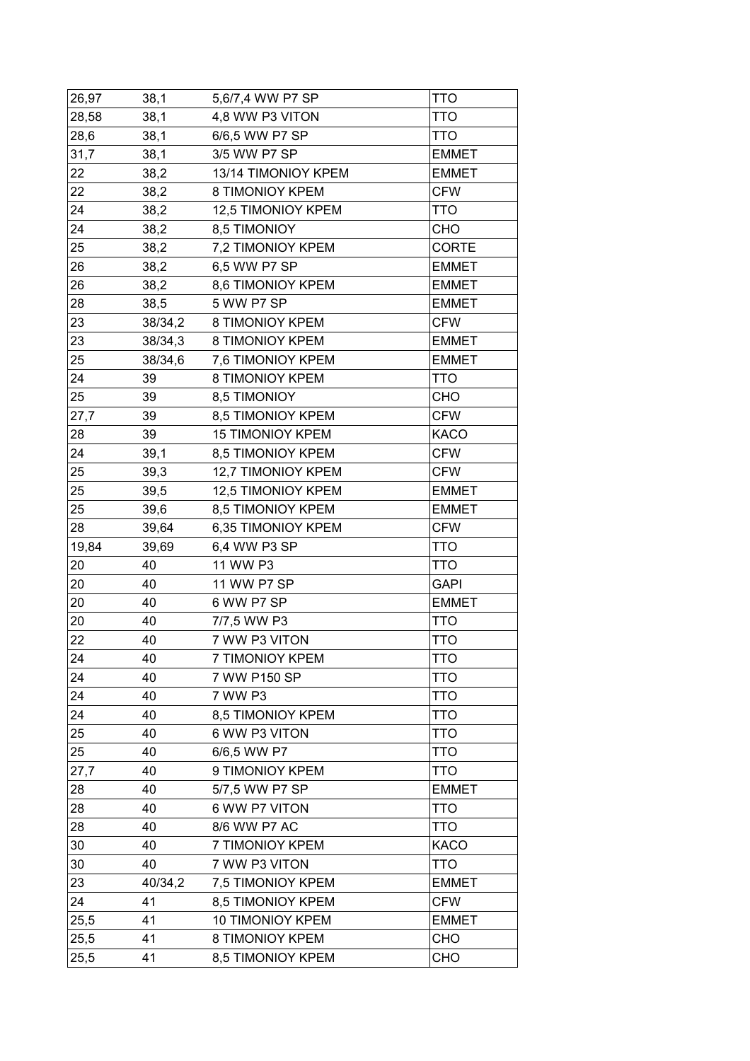| 26,97 | 38,1 | 5,6/7,4 WW P7 SP | TTO |
|---|---|---|---|
| 28,58 | 38,1 | 4,8 WW P3 VITON | TTO |
| 28,6 | 38,1 | 6/6,5 WW P7 SP | TTO |
| 31,7 | 38,1 | 3/5 WW P7 SP | EMMET |
| 22 | 38,2 | 13/14 TIMONIOY KPEM | EMMET |
| 22 | 38,2 | 8 TIMONIOY KPEM | CFW |
| 24 | 38,2 | 12,5 TIMONIOY KPEM | TTO |
| 24 | 38,2 | 8,5 TIMONIOY | CHO |
| 25 | 38,2 | 7,2 TIMONIOY KPEM | CORTE |
| 26 | 38,2 | 6,5 WW P7 SP | EMMET |
| 26 | 38,2 | 8,6 TIMONIOY KPEM | EMMET |
| 28 | 38,5 | 5 WW P7 SP | EMMET |
| 23 | 38/34,2 | 8 TIMONIOY KPEM | CFW |
| 23 | 38/34,3 | 8 TIMONIOY KPEM | EMMET |
| 25 | 38/34,6 | 7,6 TIMONIOY KPEM | EMMET |
| 24 | 39 | 8 TIMONIOY KPEM | TTO |
| 25 | 39 | 8,5 TIMONIOY | CHO |
| 27,7 | 39 | 8,5 TIMONIOY KPEM | CFW |
| 28 | 39 | 15 TIMONIOY KPEM | KACO |
| 24 | 39,1 | 8,5 TIMONIOY KPEM | CFW |
| 25 | 39,3 | 12,7 TIMONIOY KPEM | CFW |
| 25 | 39,5 | 12,5 TIMONIOY KPEM | EMMET |
| 25 | 39,6 | 8,5 TIMONIOY KPEM | EMMET |
| 28 | 39,64 | 6,35 TIMONIOY KPEM | CFW |
| 19,84 | 39,69 | 6,4 WW P3 SP | TTO |
| 20 | 40 | 11 WW P3 | TTO |
| 20 | 40 | 11 WW P7 SP | GAPI |
| 20 | 40 | 6 WW P7 SP | EMMET |
| 20 | 40 | 7/7,5 WW P3 | TTO |
| 22 | 40 | 7 WW P3 VITON | TTO |
| 24 | 40 | 7 TIMONIOY KPEM | TTO |
| 24 | 40 | 7 WW P150 SP | TTO |
| 24 | 40 | 7 WW P3 | TTO |
| 24 | 40 | 8,5 TIMONIOY KPEM | TTO |
| 25 | 40 | 6 WW P3 VITON | TTO |
| 25 | 40 | 6/6,5 WW P7 | TTO |
| 27,7 | 40 | 9 TIMONIOY KPEM | TTO |
| 28 | 40 | 5/7,5 WW P7 SP | EMMET |
| 28 | 40 | 6 WW P7 VITON | TTO |
| 28 | 40 | 8/6 WW P7 AC | TTO |
| 30 | 40 | 7 TIMONIOY KPEM | KACO |
| 30 | 40 | 7 WW P3 VITON | TTO |
| 23 | 40/34,2 | 7,5 TIMONIOY KPEM | EMMET |
| 24 | 41 | 8,5 TIMONIOY KPEM | CFW |
| 25,5 | 41 | 10 TIMONIOY KPEM | EMMET |
| 25,5 | 41 | 8 TIMONIOY KPEM | CHO |
| 25,5 | 41 | 8,5 TIMONIOY KPEM | CHO |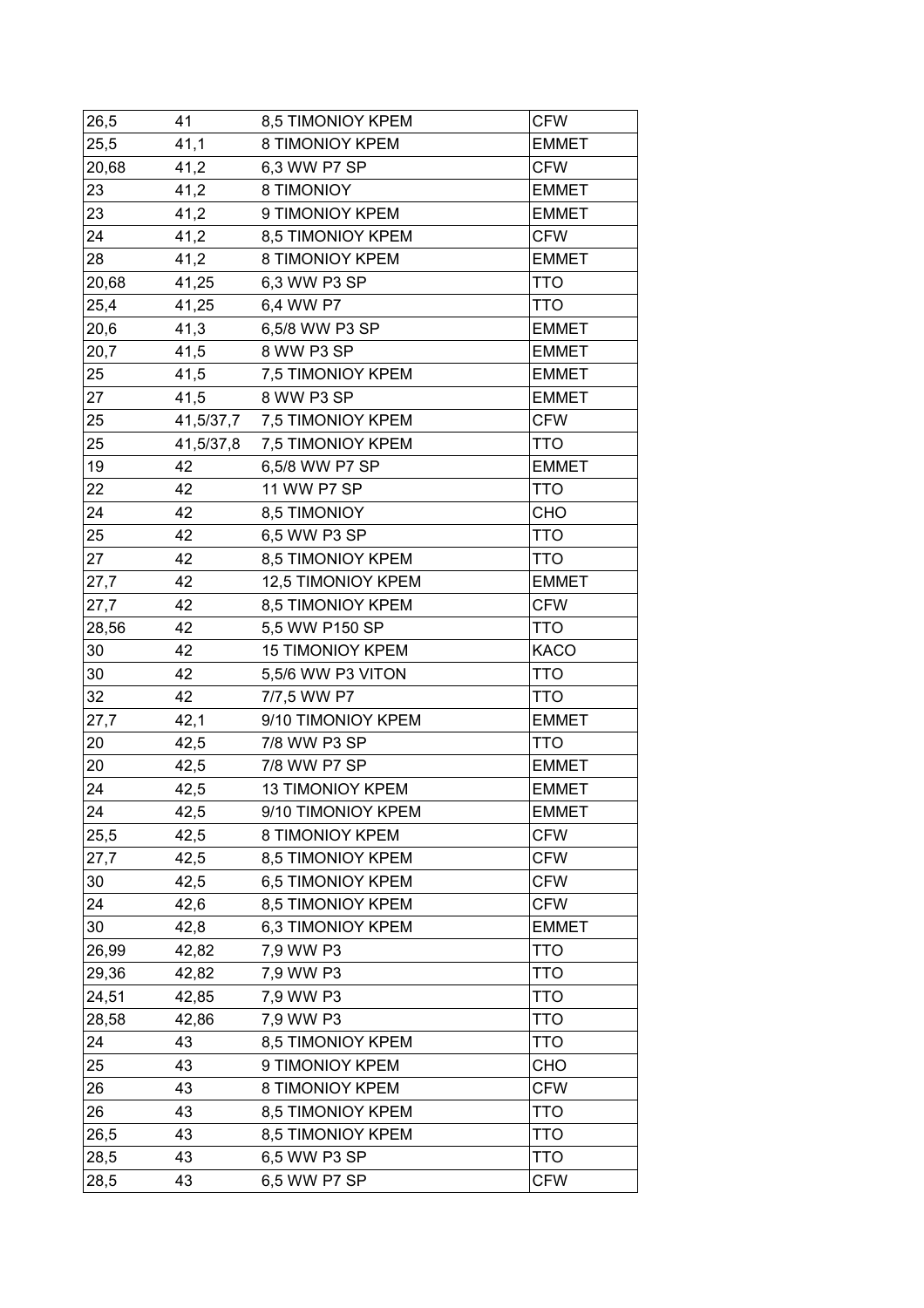| 26,5 | 41 | 8,5 TIMONIOY KPEM | CFW |
|---|---|---|---|
| 25,5 | 41,1 | 8 TIMONIOY KPEM | EMMET |
| 20,68 | 41,2 | 6,3 WW P7 SP | CFW |
| 23 | 41,2 | 8 TIMONIOY | EMMET |
| 23 | 41,2 | 9 TIMONIOY KPEM | EMMET |
| 24 | 41,2 | 8,5 TIMONIOY KPEM | CFW |
| 28 | 41,2 | 8 TIMONIOY KPEM | EMMET |
| 20,68 | 41,25 | 6,3 WW P3 SP | TTO |
| 25,4 | 41,25 | 6,4 WW P7 | TTO |
| 20,6 | 41,3 | 6,5/8 WW P3 SP | EMMET |
| 20,7 | 41,5 | 8 WW P3 SP | EMMET |
| 25 | 41,5 | 7,5 TIMONIOY KPEM | EMMET |
| 27 | 41,5 | 8 WW P3 SP | EMMET |
| 25 | 41,5/37,7 | 7,5 TIMONIOY KPEM | CFW |
| 25 | 41,5/37,8 | 7,5 TIMONIOY KPEM | TTO |
| 19 | 42 | 6,5/8 WW P7 SP | EMMET |
| 22 | 42 | 11 WW P7 SP | TTO |
| 24 | 42 | 8,5 TIMONIOY | CHO |
| 25 | 42 | 6,5 WW P3 SP | TTO |
| 27 | 42 | 8,5 TIMONIOY KPEM | TTO |
| 27,7 | 42 | 12,5 TIMONIOY KPEM | EMMET |
| 27,7 | 42 | 8,5 TIMONIOY KPEM | CFW |
| 28,56 | 42 | 5,5 WW P150 SP | TTO |
| 30 | 42 | 15 TIMONIOY KPEM | KACO |
| 30 | 42 | 5,5/6 WW P3 VITON | TTO |
| 32 | 42 | 7/7,5 WW P7 | TTO |
| 27,7 | 42,1 | 9/10 TIMONIOY KPEM | EMMET |
| 20 | 42,5 | 7/8 WW P3 SP | TTO |
| 20 | 42,5 | 7/8 WW P7 SP | EMMET |
| 24 | 42,5 | 13 TIMONIOY KPEM | EMMET |
| 24 | 42,5 | 9/10 TIMONIOY KPEM | EMMET |
| 25,5 | 42,5 | 8 TIMONIOY KPEM | CFW |
| 27,7 | 42,5 | 8,5 TIMONIOY KPEM | CFW |
| 30 | 42,5 | 6,5 TIMONIOY KPEM | CFW |
| 24 | 42,6 | 8,5 TIMONIOY KPEM | CFW |
| 30 | 42,8 | 6,3 TIMONIOY KPEM | EMMET |
| 26,99 | 42,82 | 7,9 WW P3 | TTO |
| 29,36 | 42,82 | 7,9 WW P3 | TTO |
| 24,51 | 42,85 | 7,9 WW P3 | TTO |
| 28,58 | 42,86 | 7,9 WW P3 | TTO |
| 24 | 43 | 8,5 TIMONIOY KPEM | TTO |
| 25 | 43 | 9 TIMONIOY KPEM | CHO |
| 26 | 43 | 8 TIMONIOY KPEM | CFW |
| 26 | 43 | 8,5 TIMONIOY KPEM | TTO |
| 26,5 | 43 | 8,5 TIMONIOY KPEM | TTO |
| 28,5 | 43 | 6,5 WW P3 SP | TTO |
| 28,5 | 43 | 6,5 WW P7 SP | CFW |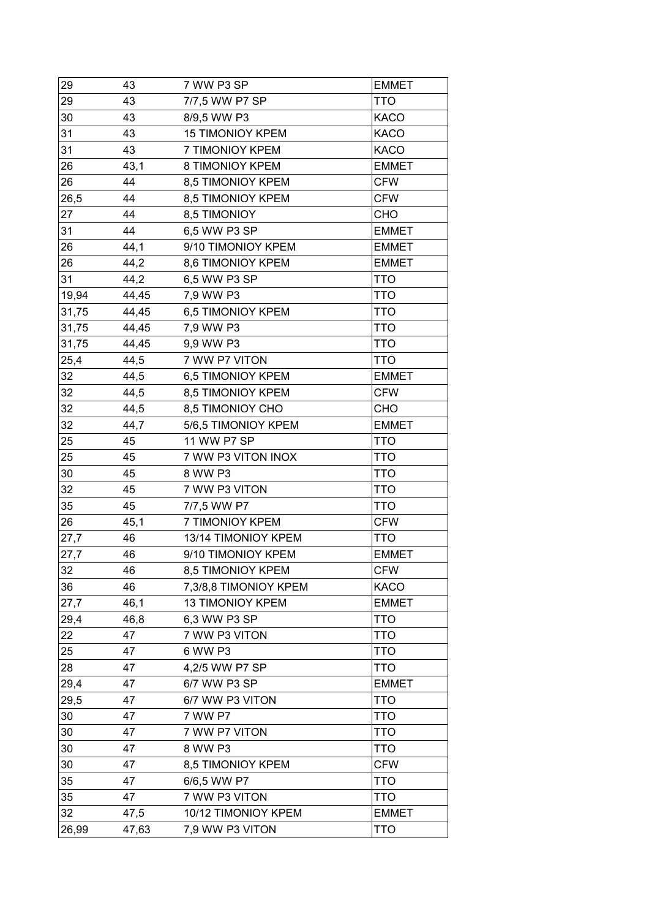| | | | |
|---|---|---|---|
| 29 | 43 | 7 WW P3 SP | EMMET |
| 29 | 43 | 7/7,5 WW P7 SP | TTO |
| 30 | 43 | 8/9,5 WW P3 | KACO |
| 31 | 43 | 15 TIMONIOY KPEM | KACO |
| 31 | 43 | 7 TIMONIOY KPEM | KACO |
| 26 | 43,1 | 8 TIMONIOY KPEM | EMMET |
| 26 | 44 | 8,5 TIMONIOY KPEM | CFW |
| 26,5 | 44 | 8,5 TIMONIOY KPEM | CFW |
| 27 | 44 | 8,5 TIMONIOY | CHO |
| 31 | 44 | 6,5 WW P3 SP | EMMET |
| 26 | 44,1 | 9/10 TIMONIOY KPEM | EMMET |
| 26 | 44,2 | 8,6 TIMONIOY KPEM | EMMET |
| 31 | 44,2 | 6,5 WW P3 SP | TTO |
| 19,94 | 44,45 | 7,9 WW P3 | TTO |
| 31,75 | 44,45 | 6,5 TIMONIOY KPEM | TTO |
| 31,75 | 44,45 | 7,9 WW P3 | TTO |
| 31,75 | 44,45 | 9,9 WW P3 | TTO |
| 25,4 | 44,5 | 7 WW P7 VITON | TTO |
| 32 | 44,5 | 6,5 TIMONIOY KPEM | EMMET |
| 32 | 44,5 | 8,5 TIMONIOY KPEM | CFW |
| 32 | 44,5 | 8,5 TIMONIOY CHO | CHO |
| 32 | 44,7 | 5/6,5 TIMONIOY KPEM | EMMET |
| 25 | 45 | 11 WW P7 SP | TTO |
| 25 | 45 | 7 WW P3 VITON INOX | TTO |
| 30 | 45 | 8 WW P3 | TTO |
| 32 | 45 | 7 WW P3 VITON | TTO |
| 35 | 45 | 7/7,5 WW P7 | TTO |
| 26 | 45,1 | 7 TIMONIOY KPEM | CFW |
| 27,7 | 46 | 13/14 TIMONIOY KPEM | TTO |
| 27,7 | 46 | 9/10 TIMONIOY KPEM | EMMET |
| 32 | 46 | 8,5 TIMONIOY KPEM | CFW |
| 36 | 46 | 7,3/8,8 TIMONIOY KPEM | KACO |
| 27,7 | 46,1 | 13 TIMONIOY KPEM | EMMET |
| 29,4 | 46,8 | 6,3 WW P3 SP | TTO |
| 22 | 47 | 7 WW P3 VITON | TTO |
| 25 | 47 | 6 WW P3 | TTO |
| 28 | 47 | 4,2/5 WW P7 SP | TTO |
| 29,4 | 47 | 6/7 WW P3 SP | EMMET |
| 29,5 | 47 | 6/7 WW P3 VITON | TTO |
| 30 | 47 | 7 WW P7 | TTO |
| 30 | 47 | 7 WW P7 VITON | TTO |
| 30 | 47 | 8 WW P3 | TTO |
| 30 | 47 | 8,5 TIMONIOY KPEM | CFW |
| 35 | 47 | 6/6,5 WW P7 | TTO |
| 35 | 47 | 7 WW P3 VITON | TTO |
| 32 | 47,5 | 10/12 TIMONIOY KPEM | EMMET |
| 26,99 | 47,63 | 7,9 WW P3 VITON | TTO |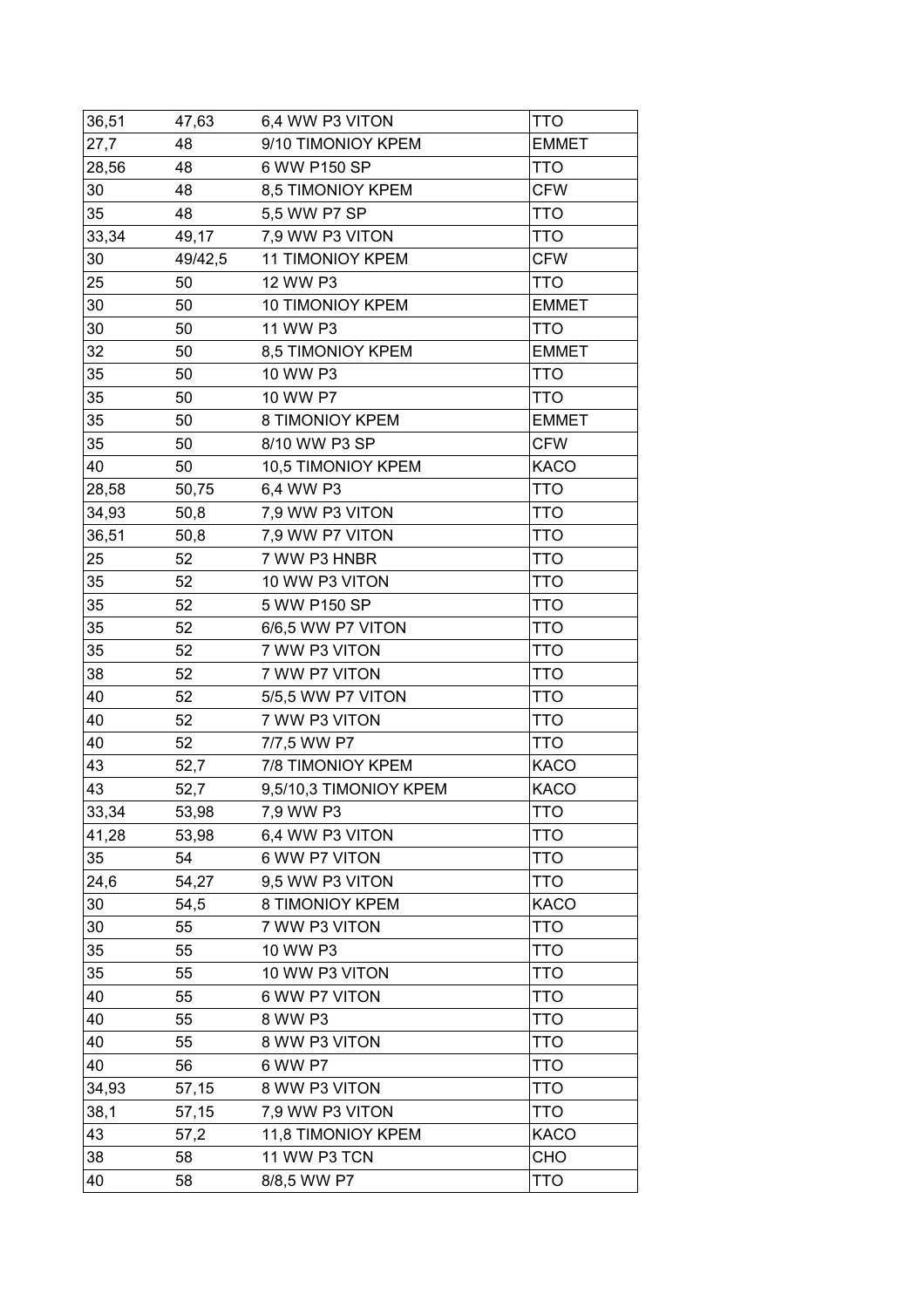| 36,51 | 47,63 | 6,4 WW P3 VITON | TTO |
|---|---|---|---|
| 27,7 | 48 | 9/10 TIMONIOY KPEM | EMMET |
| 28,56 | 48 | 6 WW P150 SP | TTO |
| 30 | 48 | 8,5 TIMONIOY KPEM | CFW |
| 35 | 48 | 5,5 WW P7 SP | TTO |
| 33,34 | 49,17 | 7,9 WW P3 VITON | TTO |
| 30 | 49/42,5 | 11 TIMONIOY KPEM | CFW |
| 25 | 50 | 12 WW P3 | TTO |
| 30 | 50 | 10 TIMONIOY KPEM | EMMET |
| 30 | 50 | 11 WW P3 | TTO |
| 32 | 50 | 8,5 TIMONIOY KPEM | EMMET |
| 35 | 50 | 10 WW P3 | TTO |
| 35 | 50 | 10 WW P7 | TTO |
| 35 | 50 | 8 TIMONIOY KPEM | EMMET |
| 35 | 50 | 8/10 WW P3 SP | CFW |
| 40 | 50 | 10,5 TIMONIOY KPEM | KACO |
| 28,58 | 50,75 | 6,4 WW P3 | TTO |
| 34,93 | 50,8 | 7,9 WW P3 VITON | TTO |
| 36,51 | 50,8 | 7,9 WW P7 VITON | TTO |
| 25 | 52 | 7 WW P3 HNBR | TTO |
| 35 | 52 | 10 WW P3 VITON | TTO |
| 35 | 52 | 5 WW P150 SP | TTO |
| 35 | 52 | 6/6,5 WW P7 VITON | TTO |
| 35 | 52 | 7 WW P3 VITON | TTO |
| 38 | 52 | 7 WW P7 VITON | TTO |
| 40 | 52 | 5/5,5 WW P7 VITON | TTO |
| 40 | 52 | 7 WW P3 VITON | TTO |
| 40 | 52 | 7/7,5 WW P7 | TTO |
| 43 | 52,7 | 7/8 TIMONIOY KPEM | KACO |
| 43 | 52,7 | 9,5/10,3 TIMONIOY KPEM | KACO |
| 33,34 | 53,98 | 7,9 WW P3 | TTO |
| 41,28 | 53,98 | 6,4 WW P3 VITON | TTO |
| 35 | 54 | 6 WW P7 VITON | TTO |
| 24,6 | 54,27 | 9,5 WW P3 VITON | TTO |
| 30 | 54,5 | 8 TIMONIOY KPEM | KACO |
| 30 | 55 | 7 WW P3 VITON | TTO |
| 35 | 55 | 10 WW P3 | TTO |
| 35 | 55 | 10 WW P3 VITON | TTO |
| 40 | 55 | 6 WW P7 VITON | TTO |
| 40 | 55 | 8 WW P3 | TTO |
| 40 | 55 | 8 WW P3 VITON | TTO |
| 40 | 56 | 6 WW P7 | TTO |
| 34,93 | 57,15 | 8 WW P3 VITON | TTO |
| 38,1 | 57,15 | 7,9 WW P3 VITON | TTO |
| 43 | 57,2 | 11,8 TIMONIOY KPEM | KACO |
| 38 | 58 | 11 WW P3 TCN | CHO |
| 40 | 58 | 8/8,5 WW P7 | TTO |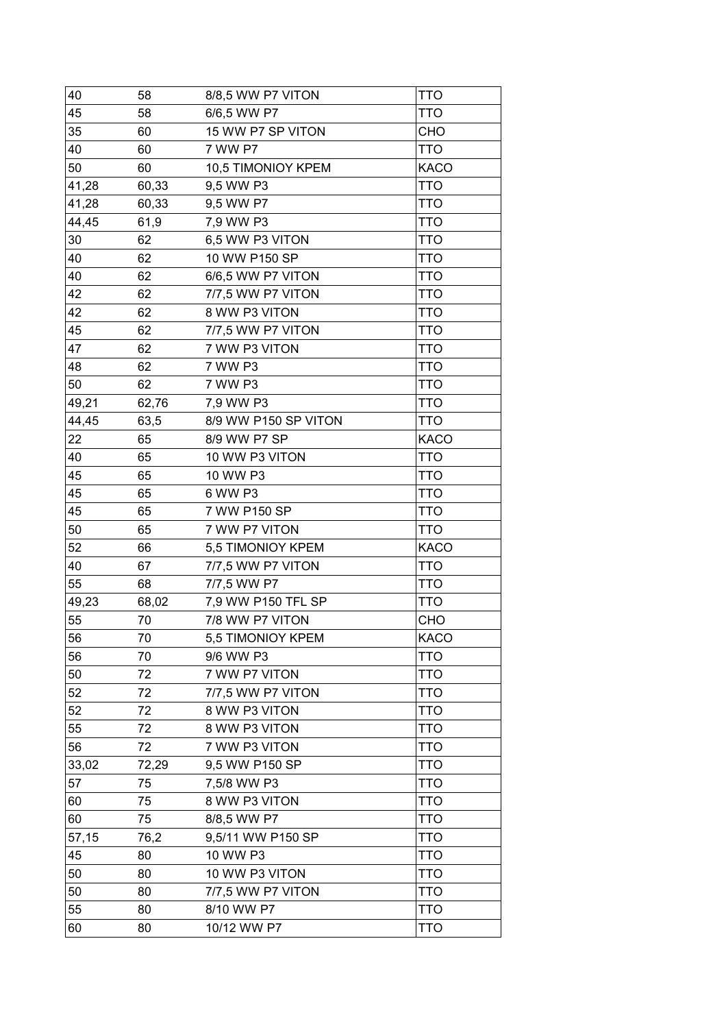| | | | |
|---|---|---|---|
| 40 | 58 | 8/8,5 WW P7 VITON | TTO |
| 45 | 58 | 6/6,5 WW P7 | TTO |
| 35 | 60 | 15 WW P7 SP VITON | CHO |
| 40 | 60 | 7 WW P7 | TTO |
| 50 | 60 | 10,5 TIMONIOY KPEM | KACO |
| 41,28 | 60,33 | 9,5 WW P3 | TTO |
| 41,28 | 60,33 | 9,5 WW P7 | TTO |
| 44,45 | 61,9 | 7,9 WW P3 | TTO |
| 30 | 62 | 6,5 WW P3 VITON | TTO |
| 40 | 62 | 10 WW P150 SP | TTO |
| 40 | 62 | 6/6,5 WW P7 VITON | TTO |
| 42 | 62 | 7/7,5 WW P7 VITON | TTO |
| 42 | 62 | 8 WW P3 VITON | TTO |
| 45 | 62 | 7/7,5 WW P7 VITON | TTO |
| 47 | 62 | 7 WW P3 VITON | TTO |
| 48 | 62 | 7 WW P3 | TTO |
| 50 | 62 | 7 WW P3 | TTO |
| 49,21 | 62,76 | 7,9 WW P3 | TTO |
| 44,45 | 63,5 | 8/9 WW P150 SP VITON | TTO |
| 22 | 65 | 8/9 WW P7 SP | KACO |
| 40 | 65 | 10 WW P3 VITON | TTO |
| 45 | 65 | 10 WW P3 | TTO |
| 45 | 65 | 6 WW P3 | TTO |
| 45 | 65 | 7 WW P150 SP | TTO |
| 50 | 65 | 7 WW P7 VITON | TTO |
| 52 | 66 | 5,5 TIMONIOY KPEM | KACO |
| 40 | 67 | 7/7,5 WW P7 VITON | TTO |
| 55 | 68 | 7/7,5 WW P7 | TTO |
| 49,23 | 68,02 | 7,9 WW P150 TFL SP | TTO |
| 55 | 70 | 7/8 WW P7 VITON | CHO |
| 56 | 70 | 5,5 TIMONIOY KPEM | KACO |
| 56 | 70 | 9/6 WW P3 | TTO |
| 50 | 72 | 7 WW P7 VITON | TTO |
| 52 | 72 | 7/7,5 WW P7 VITON | TTO |
| 52 | 72 | 8 WW P3 VITON | TTO |
| 55 | 72 | 8 WW P3 VITON | TTO |
| 56 | 72 | 7 WW P3 VITON | TTO |
| 33,02 | 72,29 | 9,5 WW P150 SP | TTO |
| 57 | 75 | 7,5/8 WW P3 | TTO |
| 60 | 75 | 8 WW P3 VITON | TTO |
| 60 | 75 | 8/8,5 WW P7 | TTO |
| 57,15 | 76,2 | 9,5/11 WW P150 SP | TTO |
| 45 | 80 | 10 WW P3 | TTO |
| 50 | 80 | 10 WW P3 VITON | TTO |
| 50 | 80 | 7/7,5 WW P7 VITON | TTO |
| 55 | 80 | 8/10 WW P7 | TTO |
| 60 | 80 | 10/12 WW P7 | TTO |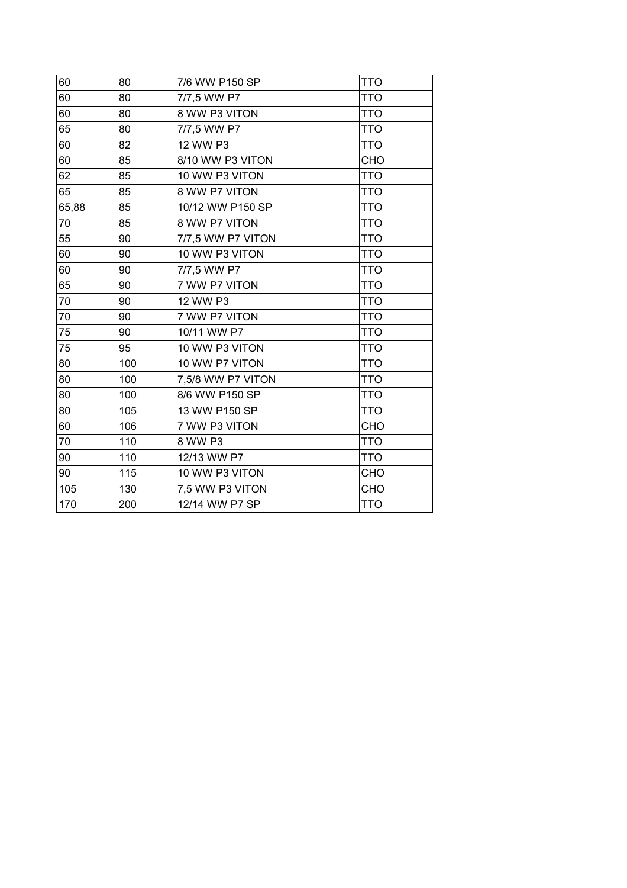| | | | |
|---|---|---|---|
| 60 | 80 | 7/6 WW P150 SP | TTO |
| 60 | 80 | 7/7,5 WW P7 | TTO |
| 60 | 80 | 8 WW P3 VITON | TTO |
| 65 | 80 | 7/7,5 WW P7 | TTO |
| 60 | 82 | 12 WW P3 | TTO |
| 60 | 85 | 8/10 WW P3 VITON | CHO |
| 62 | 85 | 10 WW P3 VITON | TTO |
| 65 | 85 | 8 WW P7 VITON | TTO |
| 65,88 | 85 | 10/12 WW P150 SP | TTO |
| 70 | 85 | 8 WW P7 VITON | TTO |
| 55 | 90 | 7/7,5 WW P7 VITON | TTO |
| 60 | 90 | 10 WW P3 VITON | TTO |
| 60 | 90 | 7/7,5 WW P7 | TTO |
| 65 | 90 | 7 WW P7 VITON | TTO |
| 70 | 90 | 12 WW P3 | TTO |
| 70 | 90 | 7 WW P7 VITON | TTO |
| 75 | 90 | 10/11 WW P7 | TTO |
| 75 | 95 | 10 WW P3 VITON | TTO |
| 80 | 100 | 10 WW P7 VITON | TTO |
| 80 | 100 | 7,5/8 WW P7 VITON | TTO |
| 80 | 100 | 8/6 WW P150 SP | TTO |
| 80 | 105 | 13 WW P150 SP | TTO |
| 60 | 106 | 7 WW P3 VITON | CHO |
| 70 | 110 | 8 WW P3 | TTO |
| 90 | 110 | 12/13 WW P7 | TTO |
| 90 | 115 | 10 WW P3 VITON | CHO |
| 105 | 130 | 7,5 WW P3 VITON | CHO |
| 170 | 200 | 12/14 WW P7 SP | TTO |